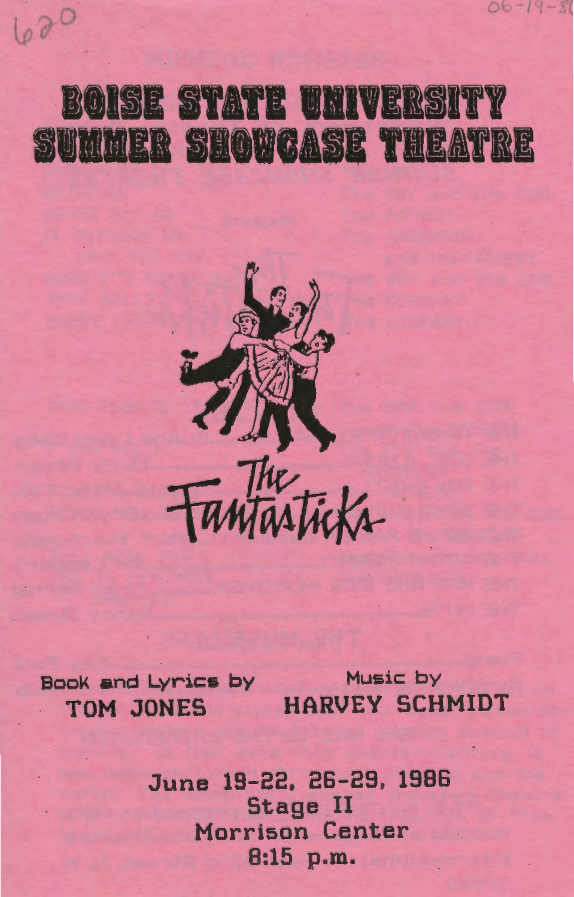# BOISE STATE UNIVERSITY SUMMER SHOWCASE THEATRE

## The Fantasticks

Book and Lyrics by
TOM JONES

Music by
HARVEY SCHMIDT

June 19-22, 26-29, 1986
Stage II
Morrison Center
8:15 p.m.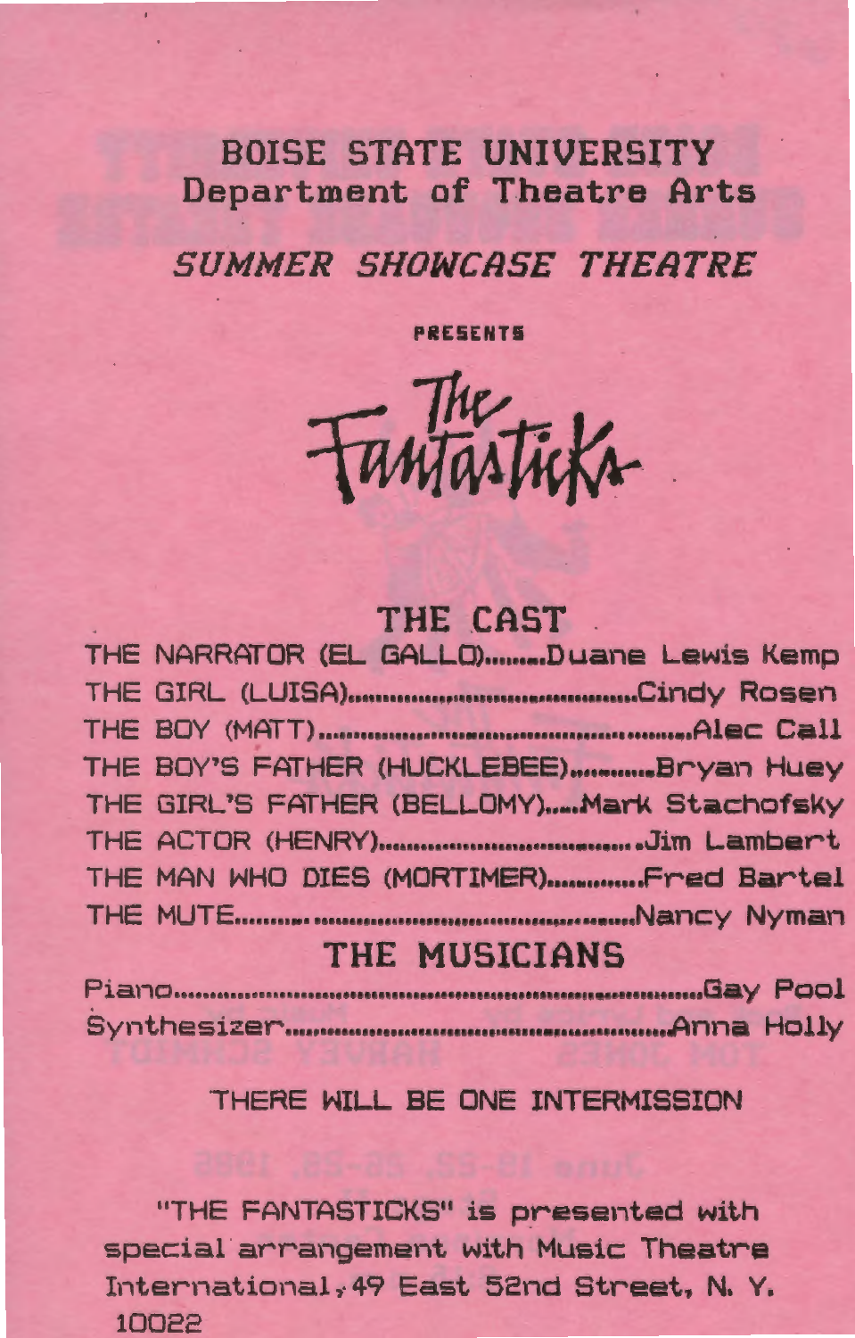# BOISE STATE UNIVERSITY
## Department of Theatre Arts

### *SUMMER SHOWCASE THEATRE*

PRESENTS

# The Fantasticks

## THE CAST

THE NARRATOR (EL GALLO)........Duane Lewis Kemp
THE GIRL (LUISA)........................................Cindy Rosen
THE BOY (MATT)..................................................Alec Call
THE BOY'S FATHER (HUCKLEBEE)..........Bryan Huey
THE GIRL'S FATHER (BELLOMY).....Mark Stachofsky
THE ACTOR (HENRY)..................................Jim Lambert
THE MAN WHO DIES (MORTIMER)............Fred Bartel
THE MUTE..........................................................Nancy Nyman

## THE MUSICIANS

Piano..........................................................................Gay Pool
Synthesizer.................................................................Anna Holly

THERE WILL BE ONE INTERMISSION

"THE FANTASTICKS" is presented with special arrangement with Music Theatre International, 49 East 52nd Street, N. Y. 10022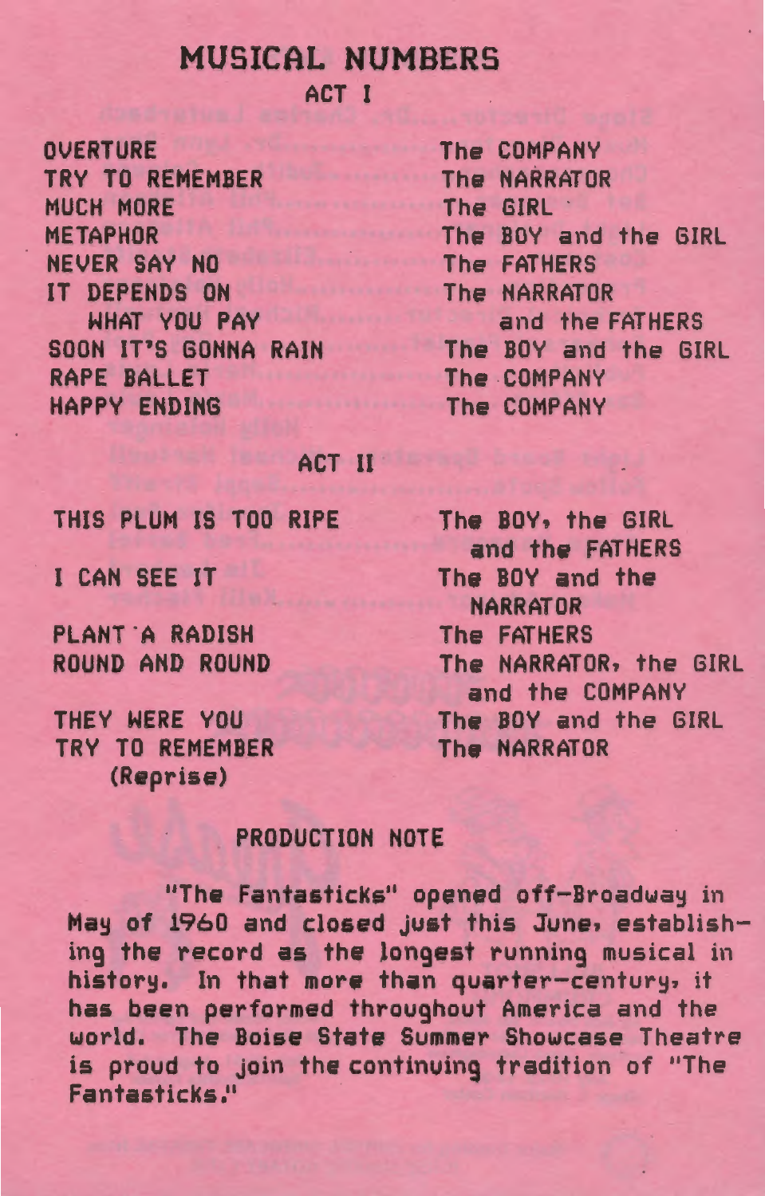# MUSICAL NUMBERS

## ACT I

| | |
|---|---|
| OVERTURE | The COMPANY |
| TRY TO REMEMBER | The NARRATOR |
| MUCH MORE | The GIRL |
| METAPHOR | The BOY and the GIRL |
| NEVER SAY NO | The FATHERS |
| IT DEPENDS ON WHAT YOU PAY | The NARRATOR and the FATHERS |
| SOON IT'S GONNA RAIN | The BOY and the GIRL |
| RAPE BALLET | The COMPANY |
| HAPPY ENDING | The COMPANY |

## ACT II

| | |
|---|---|
| THIS PLUM IS TOO RIPE | The BOY, the GIRL and the FATHERS |
| I CAN SEE IT | The BOY and the NARRATOR |
| PLANT A RADISH | The FATHERS |
| ROUND AND ROUND | The NARRATOR, the GIRL and the COMPANY |
| THEY WERE YOU | The BOY and the GIRL |
| TRY TO REMEMBER (Reprise) | The NARRATOR |

## PRODUCTION NOTE

"The Fantasticks" opened off-Broadway in May of 1960 and closed just this June, establishing the record as the longest running musical in history. In that more than quarter-century, it has been performed throughout America and the world. The Boise State Summer Showcase Theatre is proud to join the continuing tradition of "The Fantasticks."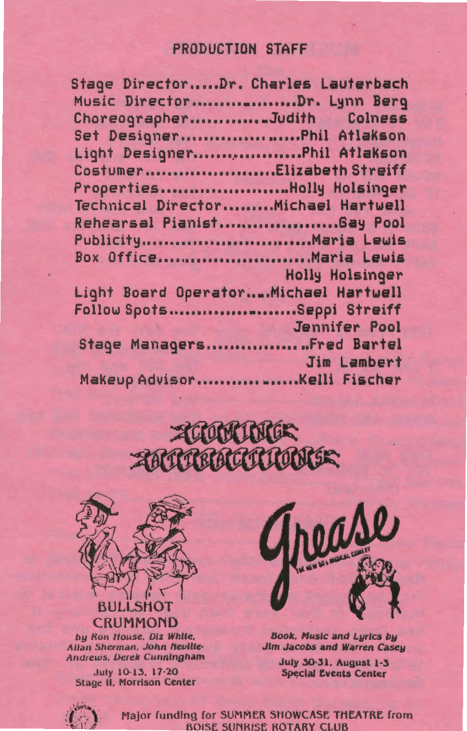## PRODUCTION STAFF

Stage Director.....Dr. Charles Lauterbach
Music Director..................Dr. Lynn Berg
Choreographer.............Judith Colness
Set Designer....................Phil Atlakson
Light Designer...................Phil Atlakson
Costumer.......................Elizabeth Streiff
Properties......................Holly Holsinger
Technical Director.........Michael Hartwell
Rehearsal Pianist.....................Gay Pool
Publicity..............................Maria Lewis
Box Office............................Maria Lewis
Holly Holsinger
Light Board Operator.....Michael Hartwell
Follow Spots.......................Seppi Streiff
Jennifer Pool
Stage Managers.................Fred Bartel
Jim Lambert
Makeup Advisor...................Kelli Fischer

## COMING ATTRACTIONS

**BULLSHOT CRUMMOND**

*by Ron House, Diz White, Allan Sherman, John Neville-Andrews, Derek Cunningham*

July 10-13, 17-20
Stage II, Morrison Center

**Grease**

The New 50's Musical Comedy

*Book, Music and Lyrics by Jim Jacobs and Warren Casey*

July 30-31, August 1-3
Special Events Center

Major funding for SUMMER SHOWCASE THEATRE from BOISE SUNRISE ROTARY CLUB